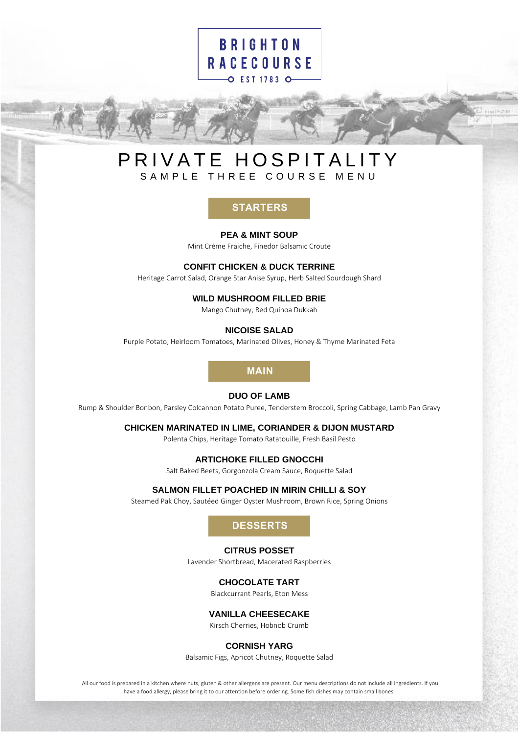BRIGHTON RACECOURSE

EST 1783

# PRIVATE HOSPITALITY

## SAMPLE THREE COURSE MENU

## STARTERS

**PEA & MINT SOUP**
Mint Crème Fraiche, Finedor Balsamic Croute

**CONFIT CHICKEN & DUCK TERRINE**
Heritage Carrot Salad, Orange Star Anise Syrup, Herb Salted Sourdough Shard

**WILD MUSHROOM FILLED BRIE**
Mango Chutney, Red Quinoa Dukkah

**NICOISE SALAD**
Purple Potato, Heirloom Tomatoes, Marinated Olives, Honey & Thyme Marinated Feta

## MAIN

**DUO OF LAMB**
Rump & Shoulder Bonbon, Parsley Colcannon Potato Puree, Tenderstem Broccoli, Spring Cabbage, Lamb Pan Gravy

**CHICKEN MARINATED IN LIME, CORIANDER & DIJON MUSTARD**
Polenta Chips, Heritage Tomato Ratatouille, Fresh Basil Pesto

**ARTICHOKE FILLED GNOCCHI**
Salt Baked Beets, Gorgonzola Cream Sauce, Roquette Salad

**SALMON FILLET POACHED IN MIRIN CHILLI & SOY**
Steamed Pak Choy, Sautéed Ginger Oyster Mushroom, Brown Rice, Spring Onions

## DESSERTS

**CITRUS POSSET**
Lavender Shortbread, Macerated Raspberries

**CHOCOLATE TART**
Blackcurrant Pearls, Eton Mess

**VANILLA CHEESECAKE**
Kirsch Cherries, Hobnob Crumb

**CORNISH YARG**
Balsamic Figs, Apricot Chutney, Roquette Salad

All our food is prepared in a kitchen where nuts, gluten & other allergens are present. Our menu descriptions do not include all ingredients. If you have a food allergy, please bring it to our attention before ordering. Some fish dishes may contain small bones.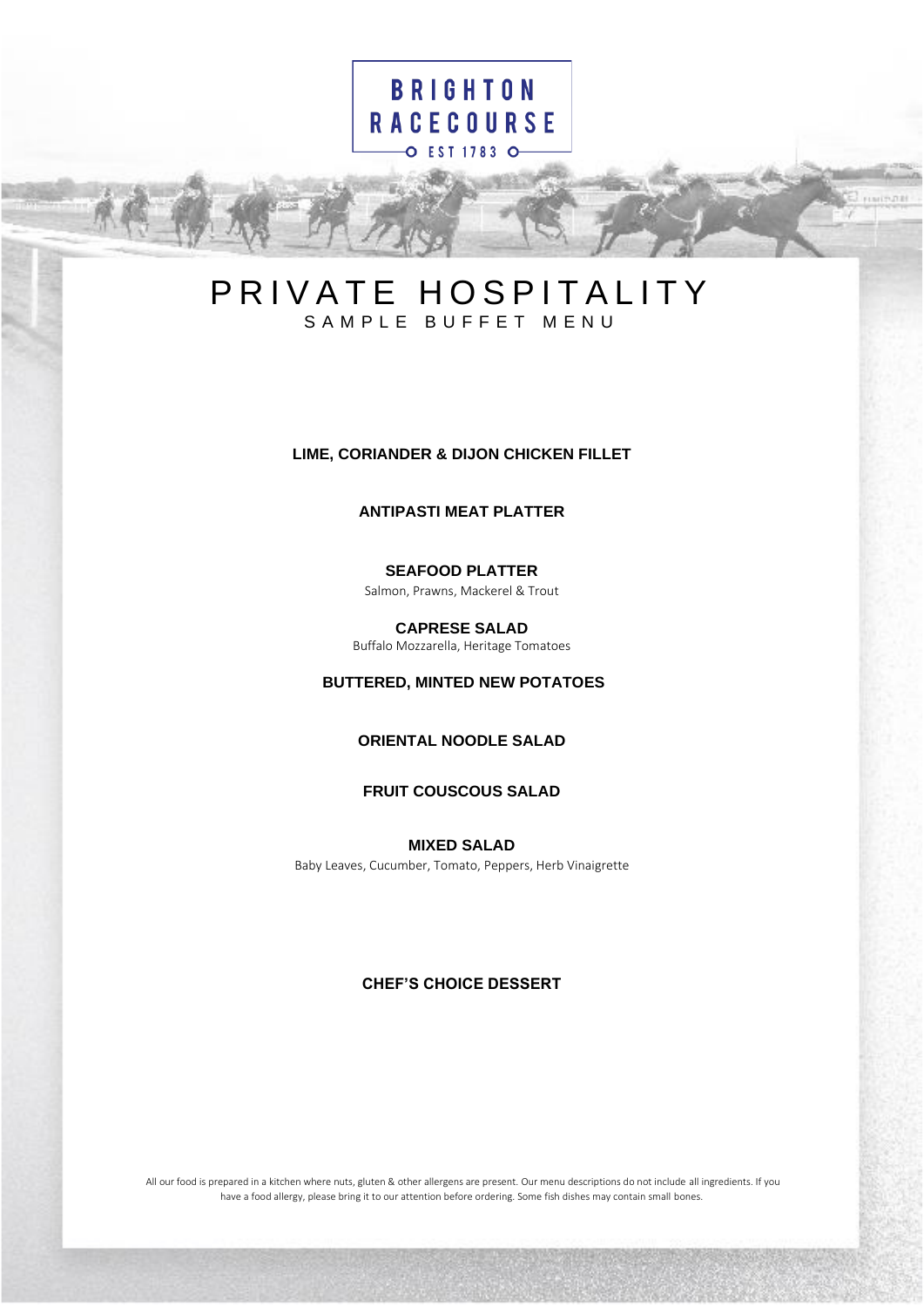BRIGHTON RACECOURSE

EST 1783

# PRIVATE HOSPITALITY

## SAMPLE BUFFET MENU

**LIME, CORIANDER & DIJON CHICKEN FILLET**

**ANTIPASTI MEAT PLATTER**

**SEAFOOD PLATTER**
Salmon, Prawns, Mackerel & Trout

**CAPRESE SALAD**
Buffalo Mozzarella, Heritage Tomatoes

**BUTTERED, MINTED NEW POTATOES**

**ORIENTAL NOODLE SALAD**

**FRUIT COUSCOUS SALAD**

**MIXED SALAD**
Baby Leaves, Cucumber, Tomato, Peppers, Herb Vinaigrette

**CHEF'S CHOICE DESSERT**

All our food is prepared in a kitchen where nuts, gluten & other allergens are present. Our menu descriptions do not include all ingredients. If you have a food allergy, please bring it to our attention before ordering. Some fish dishes may contain small bones.